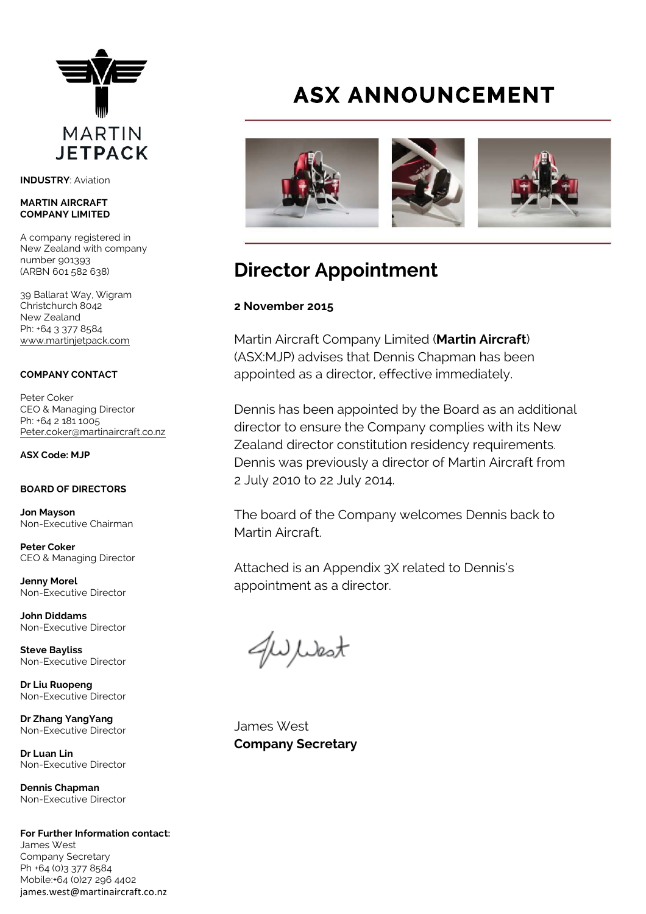# ASX ANNOUNCEMENT

## Director Appointment

**2 November 2015**

Martin Aircraft Company Limited (**Martin Aircraft**) (ASX:MJP) advises that Dennis Chapman has been appointed as a director, effective immediately.

Dennis has been appointed by the Board as an additional director to ensure the Company complies with its New Zealand director constitution residency requirements. Dennis was previously a director of Martin Aircraft from 2 July 2010 to 22 July 2014.

The board of the Company welcomes Dennis back to Martin Aircraft.

Attached is an Appendix 3X related to Dennis's appointment as a director.

James West
**Company Secretary**

---

MARTIN JETPACK

**INDUSTRY**: Aviation

**MARTIN AIRCRAFT COMPANY LIMITED**

A company registered in New Zealand with company number 901393 (ARBN 601 582 638)

39 Ballarat Way, Wigram
Christchurch 8042
New Zealand
Ph: +64 3 377 8584
www.martinjetpack.com

**COMPANY CONTACT**

Peter Coker
CEO & Managing Director
Ph: +64 2 181 1005
Peter.coker@martinaircraft.co.nz

**ASX Code: MJP**

**BOARD OF DIRECTORS**

**Jon Mayson**
Non-Executive Chairman

**Peter Coker**
CEO & Managing Director

**Jenny Morel**
Non-Executive Director

**John Diddams**
Non-Executive Director

**Steve Bayliss**
Non-Executive Director

**Dr Liu Ruopeng**
Non-Executive Director

**Dr Zhang YangYang**
Non-Executive Director

**Dr Luan Lin**
Non-Executive Director

**Dennis Chapman**
Non-Executive Director

**For Further Information contact:**
James West
Company Secretary
Ph +64 (0)3 377 8584
Mobile:+64 (0)27 296 4402
james.west@martinaircraft.co.nz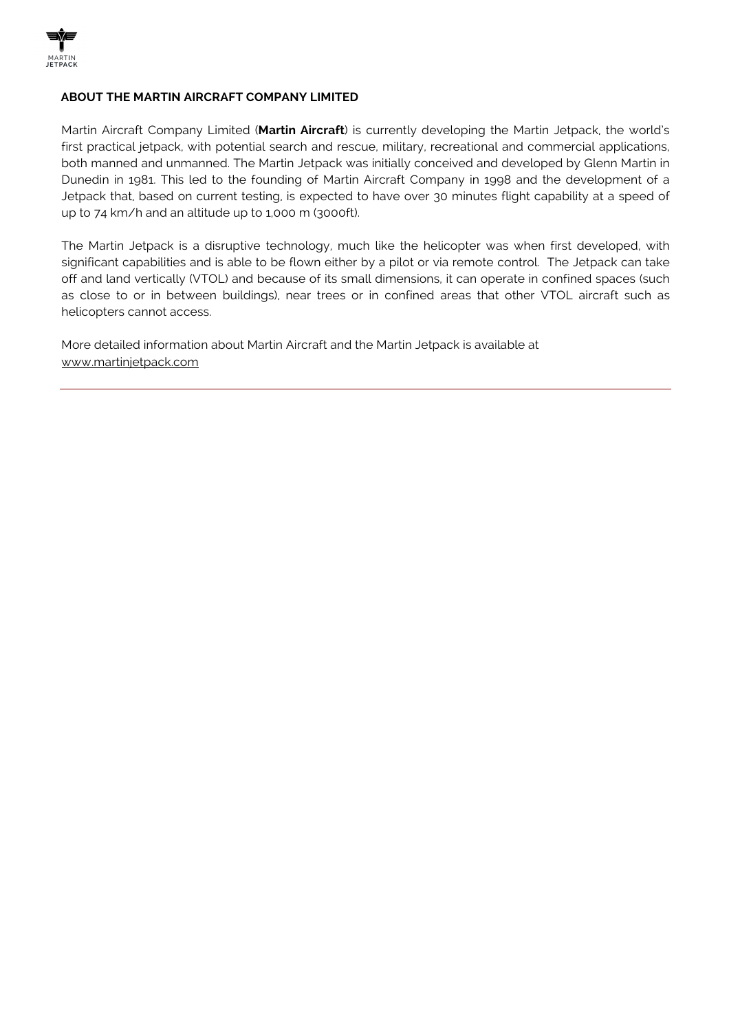## ABOUT THE MARTIN AIRCRAFT COMPANY LIMITED

Martin Aircraft Company Limited (**Martin Aircraft**) is currently developing the Martin Jetpack, the world's first practical jetpack, with potential search and rescue, military, recreational and commercial applications, both manned and unmanned. The Martin Jetpack was initially conceived and developed by Glenn Martin in Dunedin in 1981. This led to the founding of Martin Aircraft Company in 1998 and the development of a Jetpack that, based on current testing, is expected to have over 30 minutes flight capability at a speed of up to 74 km/h and an altitude up to 1,000 m (3000ft).

The Martin Jetpack is a disruptive technology, much like the helicopter was when first developed, with significant capabilities and is able to be flown either by a pilot or via remote control. The Jetpack can take off and land vertically (VTOL) and because of its small dimensions, it can operate in confined spaces (such as close to or in between buildings), near trees or in confined areas that other VTOL aircraft such as helicopters cannot access.

More detailed information about Martin Aircraft and the Martin Jetpack is available at www.martinjetpack.com

---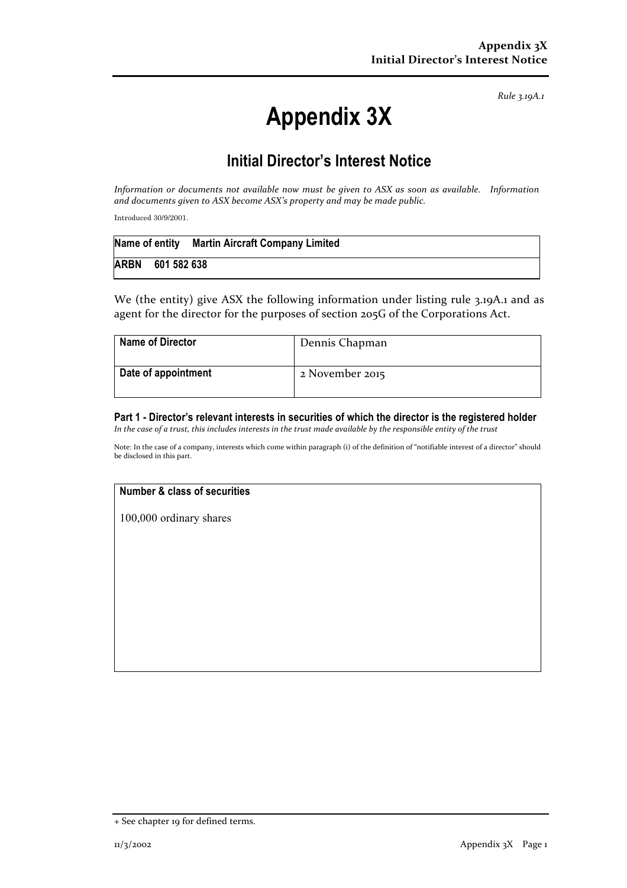*Rule 3.19A.1*

# Appendix 3X

## Initial Director's Interest Notice

*Information or documents not available now must be given to ASX as soon as available. Information and documents given to ASX become ASX's property and may be made public.*

Introduced 30/9/2001.

| **Name of entity** **Martin Aircraft Company Limited** |
|---|
| **ARBN 601 582 638** |

We (the entity) give ASX the following information under listing rule 3.19A.1 and as agent for the director for the purposes of section 205G of the Corporations Act.

| **Name of Director** | Dennis Chapman |
|---|---|
| **Date of appointment** | 2 November 2015 |

**Part 1 - Director's relevant interests in securities of which the director is the registered holder**
*In the case of a trust, this includes interests in the trust made available by the responsible entity of the trust*

Note: In the case of a company, interests which come within paragraph (i) of the definition of "notifiable interest of a director" should be disclosed in this part.

| **Number & class of securities** |
|---|
| 100,000 ordinary shares |

+ See chapter 19 for defined terms.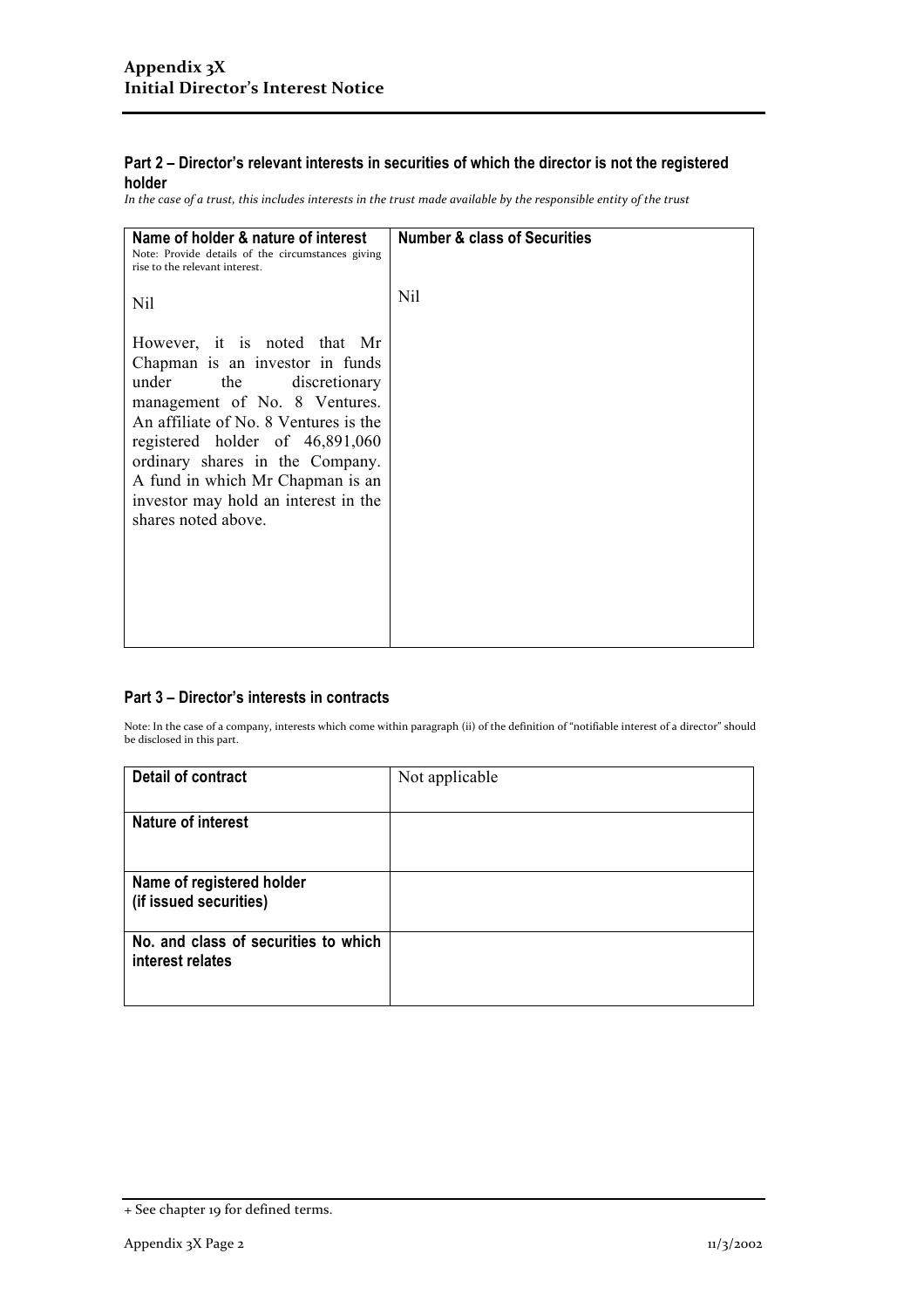## Part 2 – Director's relevant interests in securities of which the director is not the registered holder

*In the case of a trust, this includes interests in the trust made available by the responsible entity of the trust*

| **Name of holder & nature of interest**<br>Note: Provide details of the circumstances giving rise to the relevant interest. | **Number & class of Securities** |
|---|---|
| Nil<br><br>However, it is noted that Mr Chapman is an investor in funds under the discretionary management of No. 8 Ventures. An affiliate of No. 8 Ventures is the registered holder of 46,891,060 ordinary shares in the Company. A fund in which Mr Chapman is an investor may hold an interest in the shares noted above. | Nil |

## Part 3 – Director's interests in contracts

Note: In the case of a company, interests which come within paragraph (ii) of the definition of "notifiable interest of a director" should be disclosed in this part.

| | |
|---|---|
| **Detail of contract** | Not applicable |
| **Nature of interest** | |
| **Name of registered holder (if issued securities)** | |
| **No. and class of securities to which interest relates** | |

+ See chapter 19 for defined terms.